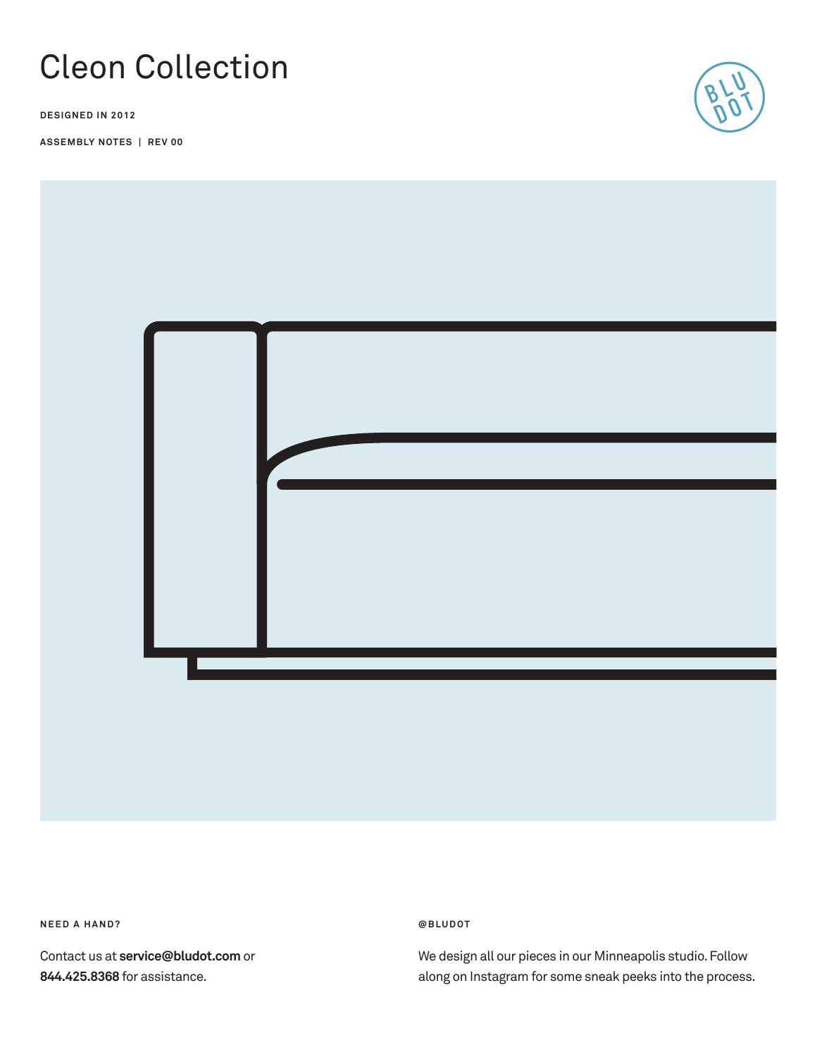# Cleon Collection

**DESIGNED IN 2012**

**ASSEMBLY NOTES | REV 00**

**NEED A HAND?**

Contact us at **service@bludot.com** or **844.425.8368** for assistance.

**@BLUDOT**

We design all our pieces in our Minneapolis studio. Follow along on Instagram for some sneak peeks into the process.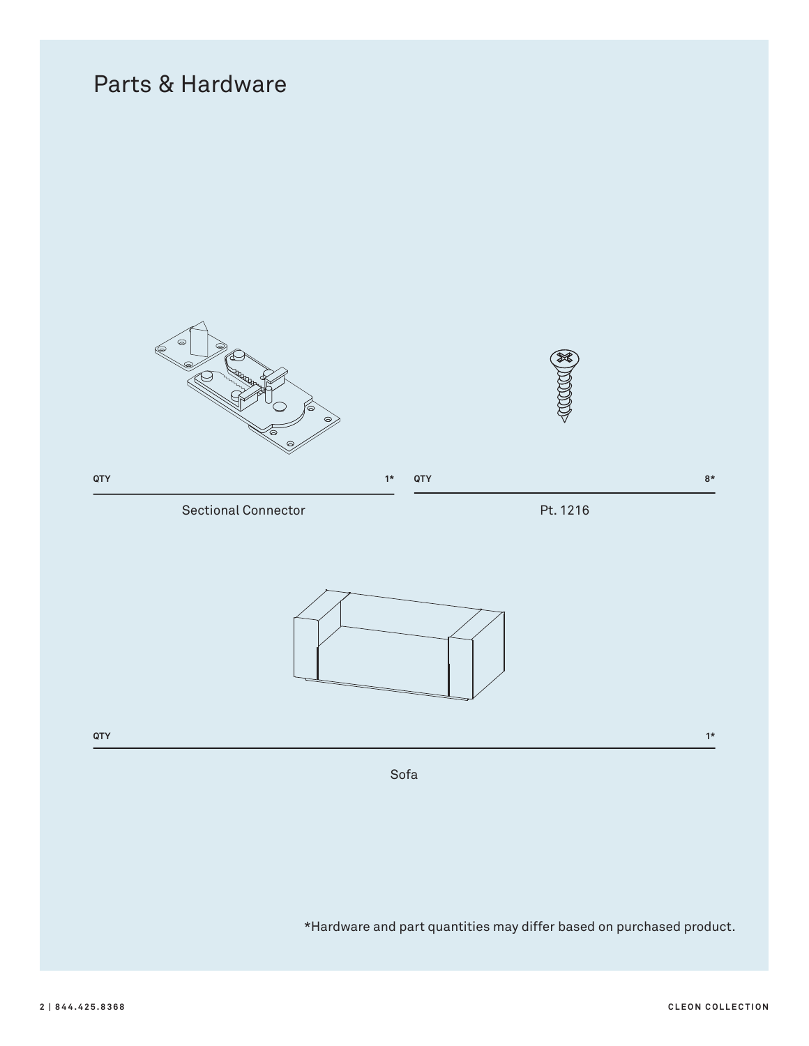# Parts & Hardware

QTY 1*

Sectional Connector

QTY 8*

Pt. 1216

QTY 1*

Sofa

*Hardware and part quantities may differ based on purchased product.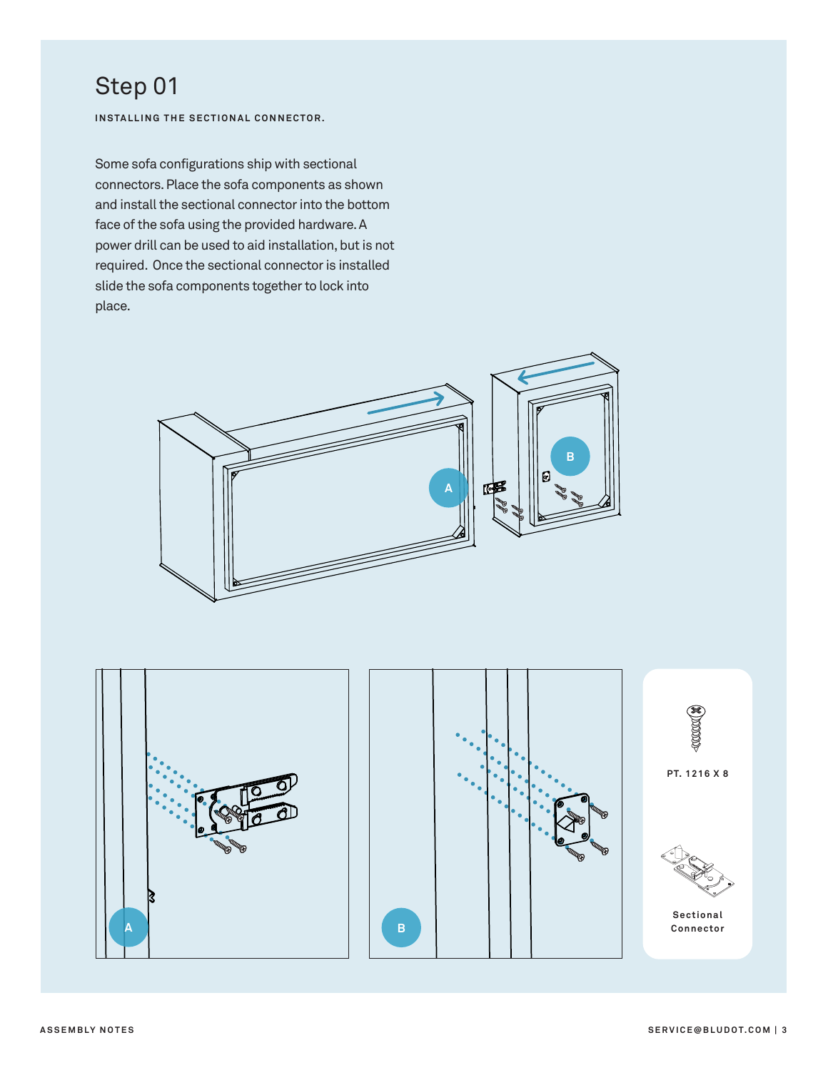# Step 01

**INSTALLING THE SECTIONAL CONNECTOR.**

Some sofa configurations ship with sectional connectors. Place the sofa components as shown and install the sectional connector into the bottom face of the sofa using the provided hardware. A power drill can be used to aid installation, but is not required. Once the sectional connector is installed slide the sofa components together to lock into place.

A

B

A

B

PT. 1216 X 8

Sectional Connector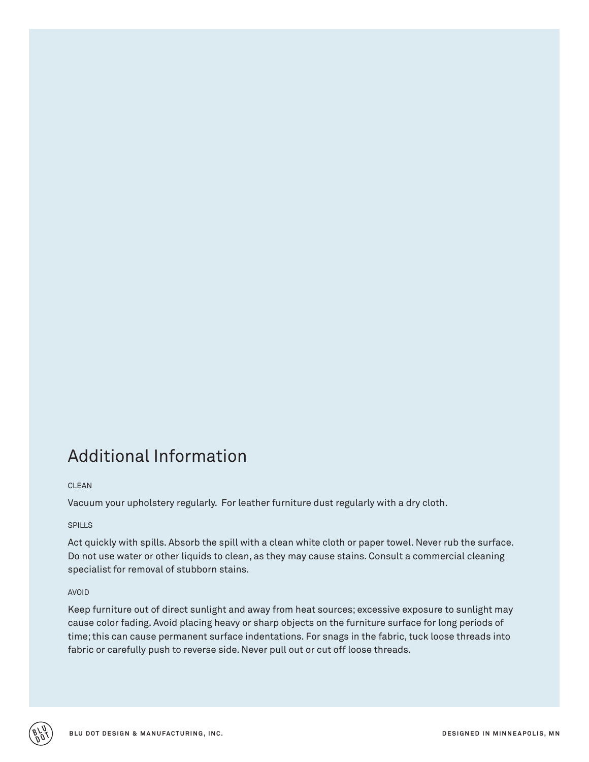## Additional Information

CLEAN

Vacuum your upholstery regularly. For leather furniture dust regularly with a dry cloth.

SPILLS

Act quickly with spills. Absorb the spill with a clean white cloth or paper towel. Never rub the surface. Do not use water or other liquids to clean, as they may cause stains. Consult a commercial cleaning specialist for removal of stubborn stains.

AVOID

Keep furniture out of direct sunlight and away from heat sources; excessive exposure to sunlight may cause color fading. Avoid placing heavy or sharp objects on the furniture surface for long periods of time; this can cause permanent surface indentations. For snags in the fabric, tuck loose threads into fabric or carefully push to reverse side. Never pull out or cut off loose threads.